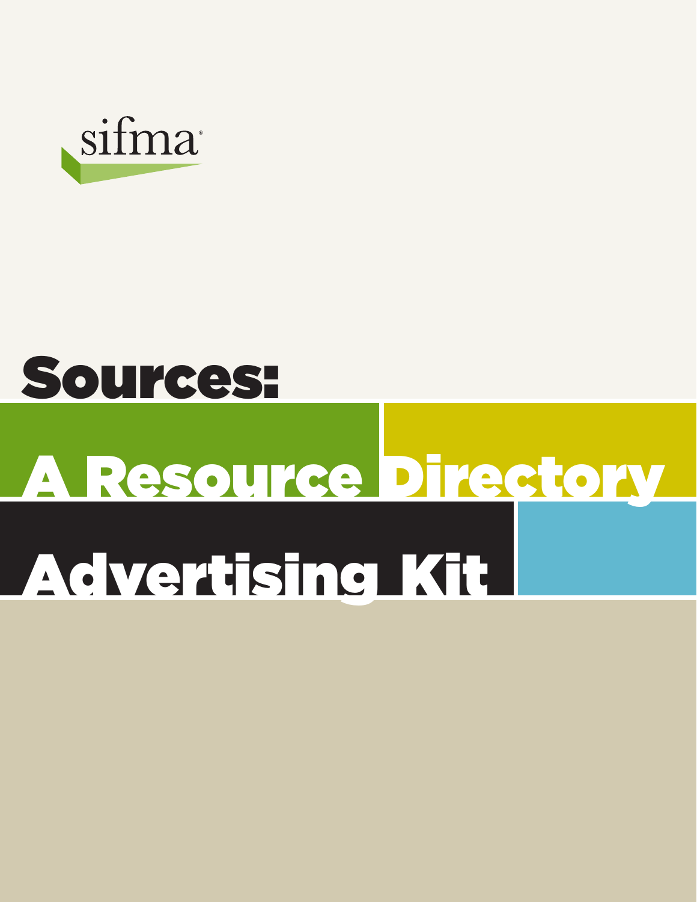sifma®

# Sources:

# A Resource Directory

# Advertising Kit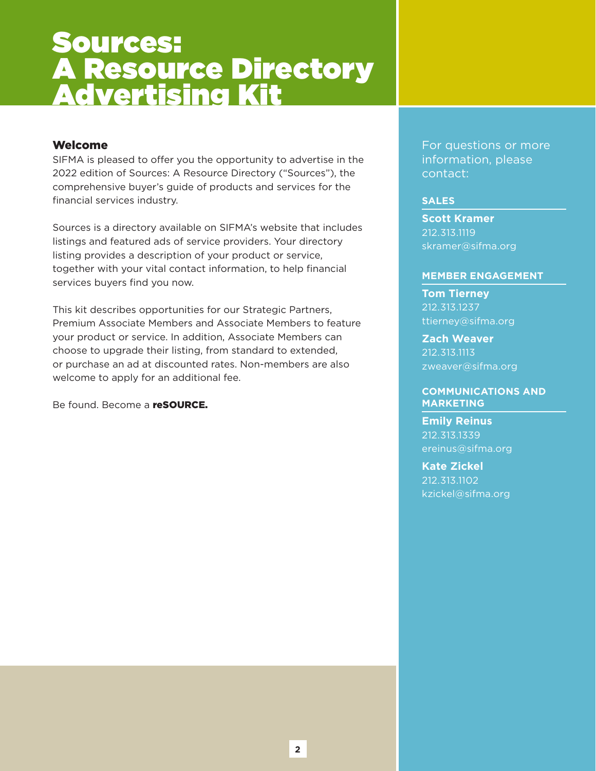# Sources: A Resource Directory Advertising Kit

## Welcome

SIFMA is pleased to offer you the opportunity to advertise in the 2022 edition of Sources: A Resource Directory ("Sources"), the comprehensive buyer's guide of products and services for the financial services industry.

Sources is a directory available on SIFMA's website that includes listings and featured ads of service providers. Your directory listing provides a description of your product or service, together with your vital contact information, to help financial services buyers find you now.

This kit describes opportunities for our Strategic Partners, Premium Associate Members and Associate Members to feature your product or service. In addition, Associate Members can choose to upgrade their listing, from standard to extended, or purchase an ad at discounted rates. Non-members are also welcome to apply for an additional fee.

Be found. Become a **reSOURCE.**

For questions or more information, please contact:

### SALES

**Scott Kramer**
212.313.1119
skramer@sifma.org

### MEMBER ENGAGEMENT

**Tom Tierney**
212.313.1237
ttierney@sifma.org

**Zach Weaver**
212.313.1113
zweaver@sifma.org

### COMMUNICATIONS AND MARKETING

**Emily Reinus**
212.313.1339
ereinus@sifma.org

**Kate Zickel**
212.313.1102
kzickel@sifma.org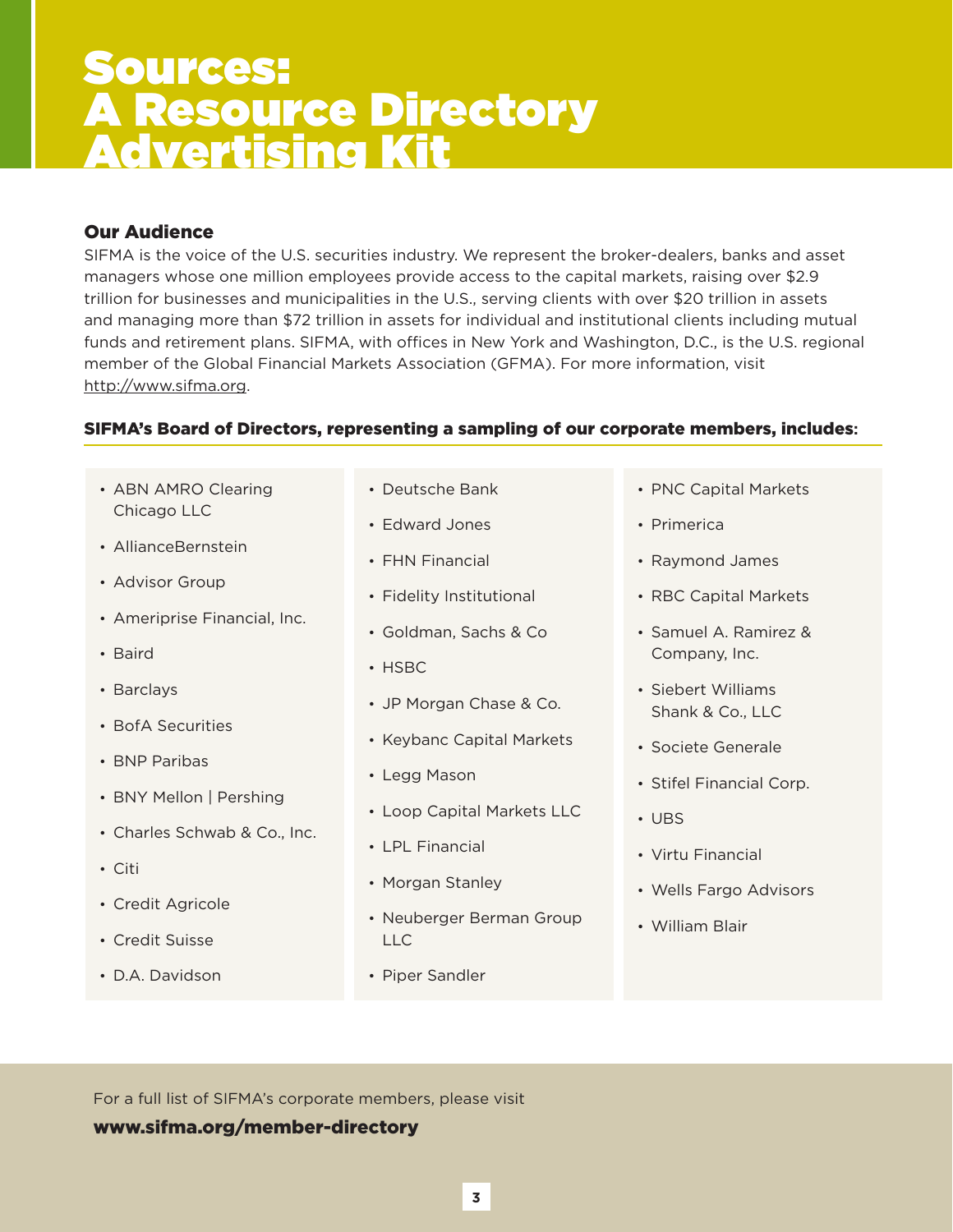# Sources: A Resource Directory Advertising Kit

### Our Audience

SIFMA is the voice of the U.S. securities industry. We represent the broker-dealers, banks and asset managers whose one million employees provide access to the capital markets, raising over $2.9 trillion for businesses and municipalities in the U.S., serving clients with over $20 trillion in assets and managing more than $72 trillion in assets for individual and institutional clients including mutual funds and retirement plans. SIFMA, with offices in New York and Washington, D.C., is the U.S. regional member of the Global Financial Markets Association (GFMA). For more information, visit http://www.sifma.org.

### SIFMA's Board of Directors, representing a sampling of our corporate members, includes:

- ABN AMRO Clearing Chicago LLC
- AllianceBernstein
- Advisor Group
- Ameriprise Financial, Inc.
- Baird
- Barclays
- BofA Securities
- BNP Paribas
- BNY Mellon | Pershing
- Charles Schwab & Co., Inc.
- Citi
- Credit Agricole
- Credit Suisse
- D.A. Davidson
- Deutsche Bank
- Edward Jones
- FHN Financial
- Fidelity Institutional
- Goldman, Sachs & Co
- HSBC
- JP Morgan Chase & Co.
- Keybanc Capital Markets
- Legg Mason
- Loop Capital Markets LLC
- LPL Financial
- Morgan Stanley
- Neuberger Berman Group LLC
- Piper Sandler
- PNC Capital Markets
- Primerica
- Raymond James
- RBC Capital Markets
- Samuel A. Ramirez & Company, Inc.
- Siebert Williams Shank & Co., LLC
- Societe Generale
- Stifel Financial Corp.
- UBS
- Virtu Financial
- Wells Fargo Advisors
- William Blair

For a full list of SIFMA's corporate members, please visit

**www.sifma.org/member-directory**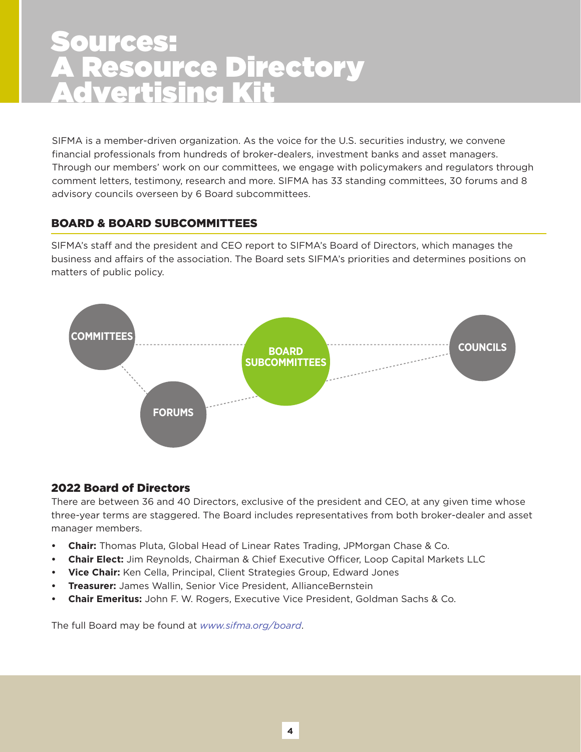# Sources: A Resource Directory Advertising Kit

SIFMA is a member-driven organization. As the voice for the U.S. securities industry, we convene financial professionals from hundreds of broker-dealers, investment banks and asset managers. Through our members' work on our committees, we engage with policymakers and regulators through comment letters, testimony, research and more. SIFMA has 33 standing committees, 30 forums and 8 advisory councils overseen by 6 Board subcommittees.

## BOARD & BOARD SUBCOMMITTEES

SIFMA's staff and the president and CEO report to SIFMA's Board of Directors, which manages the business and affairs of the association. The Board sets SIFMA's priorities and determines positions on matters of public policy.

COMMITTEES

BOARD SUBCOMMITTEES

COUNCILS

FORUMS

### 2022 Board of Directors

There are between 36 and 40 Directors, exclusive of the president and CEO, at any given time whose three-year terms are staggered. The Board includes representatives from both broker-dealer and asset manager members.

- **Chair:** Thomas Pluta, Global Head of Linear Rates Trading, JPMorgan Chase & Co.
- **Chair Elect:** Jim Reynolds, Chairman & Chief Executive Officer, Loop Capital Markets LLC
- **Vice Chair:** Ken Cella, Principal, Client Strategies Group, Edward Jones
- **Treasurer:** James Wallin, Senior Vice President, AllianceBernstein
- **Chair Emeritus:** John F. W. Rogers, Executive Vice President, Goldman Sachs & Co.

The full Board may be found at *www.sifma.org/board*.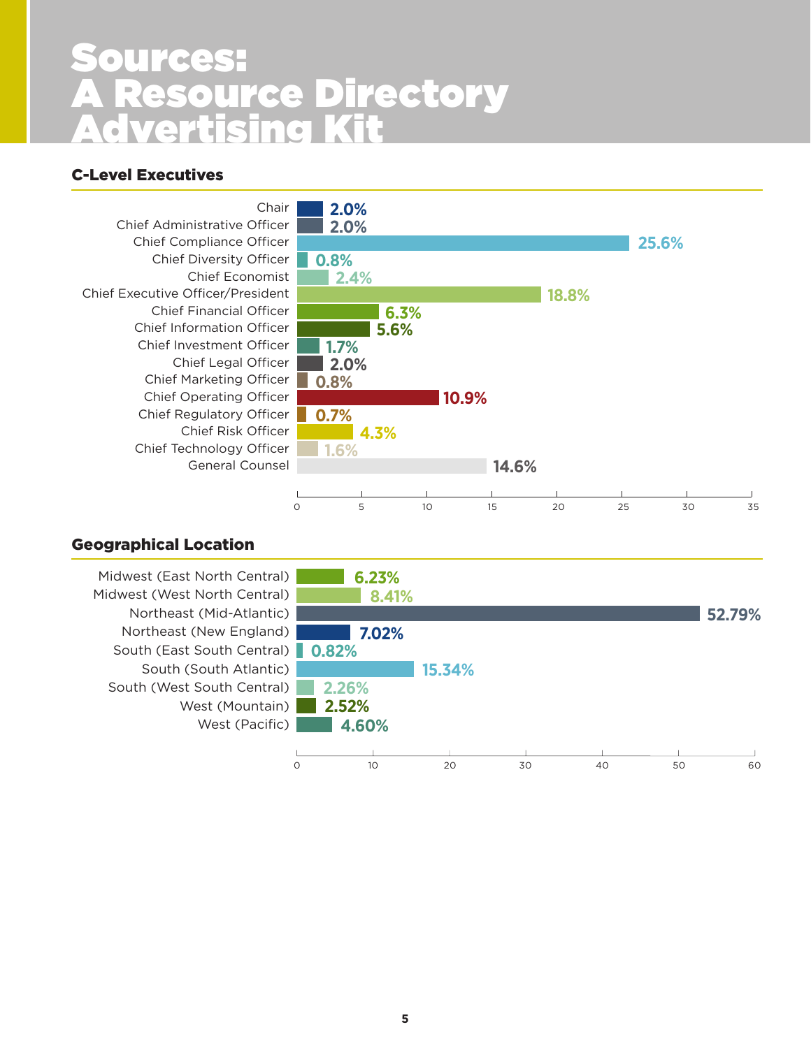# Sources: A Resource Directory Advertising Kit

## C-Level Executives

| Title | Percentage |
|---|---|
| Chair | 2.0% |
| Chief Administrative Officer | 2.0% |
| Chief Compliance Officer | 25.6% |
| Chief Diversity Officer | 0.8% |
| Chief Economist | 2.4% |
| Chief Executive Officer/President | 18.8% |
| Chief Financial Officer | 6.3% |
| Chief Information Officer | 5.6% |
| Chief Investment Officer | 1.7% |
| Chief Legal Officer | 2.0% |
| Chief Marketing Officer | 0.8% |
| Chief Operating Officer | 10.9% |
| Chief Regulatory Officer | 0.7% |
| Chief Risk Officer | 4.3% |
| Chief Technology Officer | 1.6% |
| General Counsel | 14.6% |

## Geographical Location

| Location | Percentage |
|---|---|
| Midwest (East North Central) | 6.23% |
| Midwest (West North Central) | 8.41% |
| Northeast (Mid-Atlantic) | 52.79% |
| Northeast (New England) | 7.02% |
| South (East South Central) | 0.82% |
| South (South Atlantic) | 15.34% |
| South (West South Central) | 2.26% |
| West (Mountain) | 2.52% |
| West (Pacific) | 4.60% |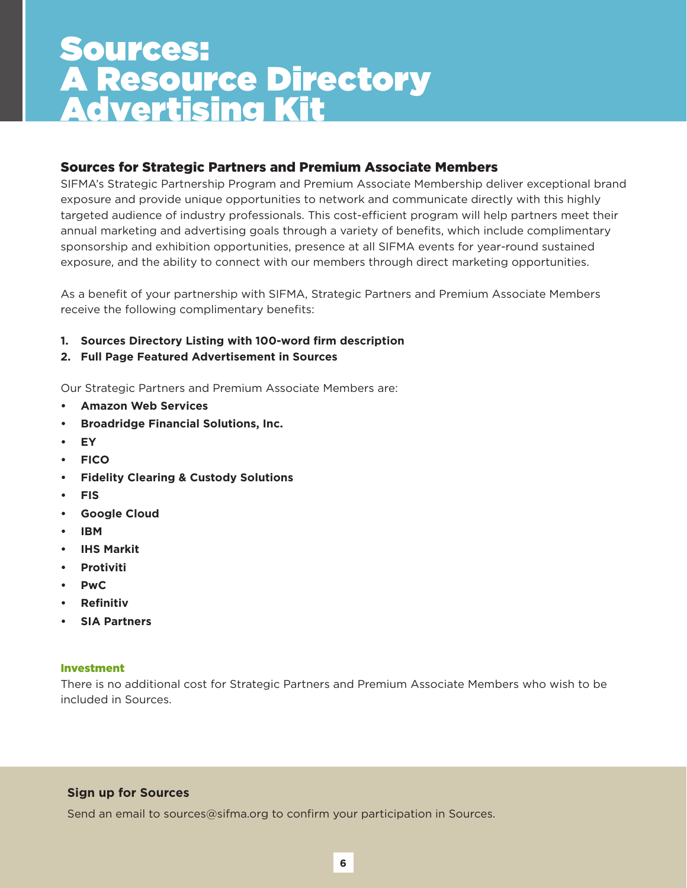# Sources: A Resource Directory Advertising Kit

## Sources for Strategic Partners and Premium Associate Members

SIFMA's Strategic Partnership Program and Premium Associate Membership deliver exceptional brand exposure and provide unique opportunities to network and communicate directly with this highly targeted audience of industry professionals. This cost-efficient program will help partners meet their annual marketing and advertising goals through a variety of benefits, which include complimentary sponsorship and exhibition opportunities, presence at all SIFMA events for year-round sustained exposure, and the ability to connect with our members through direct marketing opportunities.

As a benefit of your partnership with SIFMA, Strategic Partners and Premium Associate Members receive the following complimentary benefits:

1. **Sources Directory Listing with 100-word firm description**
2. **Full Page Featured Advertisement in Sources**

Our Strategic Partners and Premium Associate Members are:

- **Amazon Web Services**
- **Broadridge Financial Solutions, Inc.**
- **EY**
- **FICO**
- **Fidelity Clearing & Custody Solutions**
- **FIS**
- **Google Cloud**
- **IBM**
- **IHS Markit**
- **Protiviti**
- **PwC**
- **Refinitiv**
- **SIA Partners**

### Investment

There is no additional cost for Strategic Partners and Premium Associate Members who wish to be included in Sources.

### Sign up for Sources

Send an email to sources@sifma.org to confirm your participation in Sources.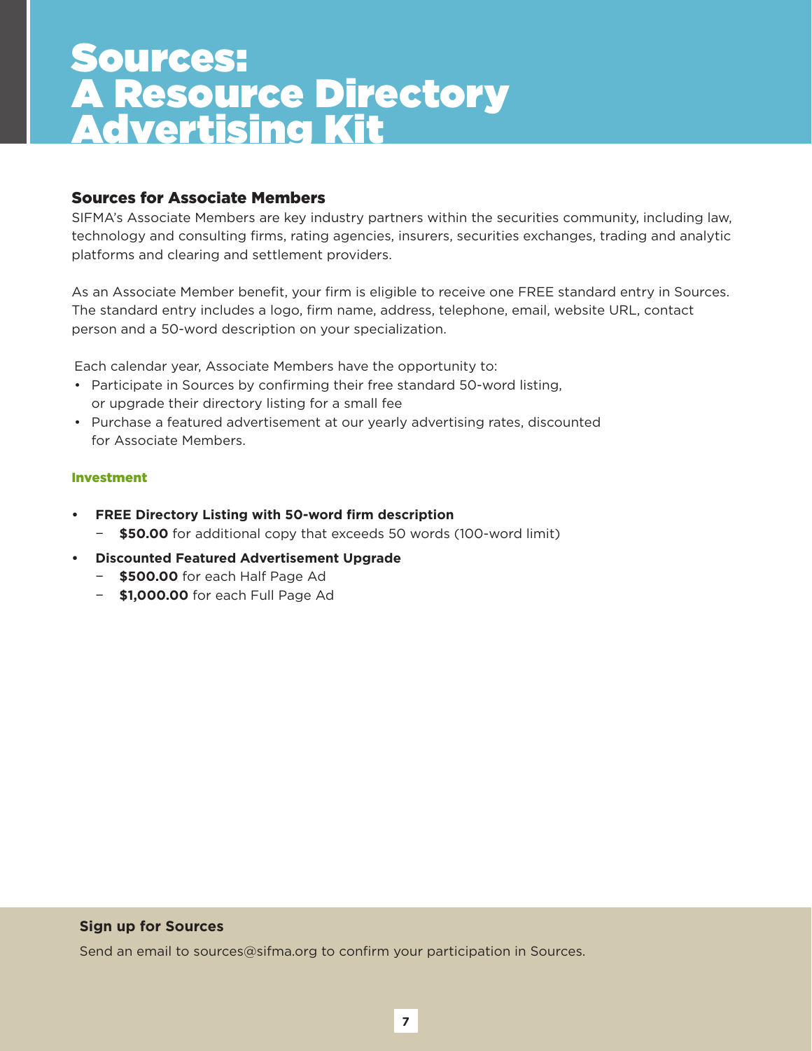# Sources: A Resource Directory Advertising Kit

## Sources for Associate Members

SIFMA's Associate Members are key industry partners within the securities community, including law, technology and consulting firms, rating agencies, insurers, securities exchanges, trading and analytic platforms and clearing and settlement providers.

As an Associate Member benefit, your firm is eligible to receive one FREE standard entry in Sources. The standard entry includes a logo, firm name, address, telephone, email, website URL, contact person and a 50-word description on your specialization.

Each calendar year, Associate Members have the opportunity to:

- Participate in Sources by confirming their free standard 50-word listing, or upgrade their directory listing for a small fee
- Purchase a featured advertisement at our yearly advertising rates, discounted for Associate Members.

### Investment

- **FREE Directory Listing with 50-word firm description**
  - **$50.00** for additional copy that exceeds 50 words (100-word limit)
- **Discounted Featured Advertisement Upgrade**
  - **$500.00** for each Half Page Ad
  - **$1,000.00** for each Full Page Ad

### Sign up for Sources

Send an email to sources@sifma.org to confirm your participation in Sources.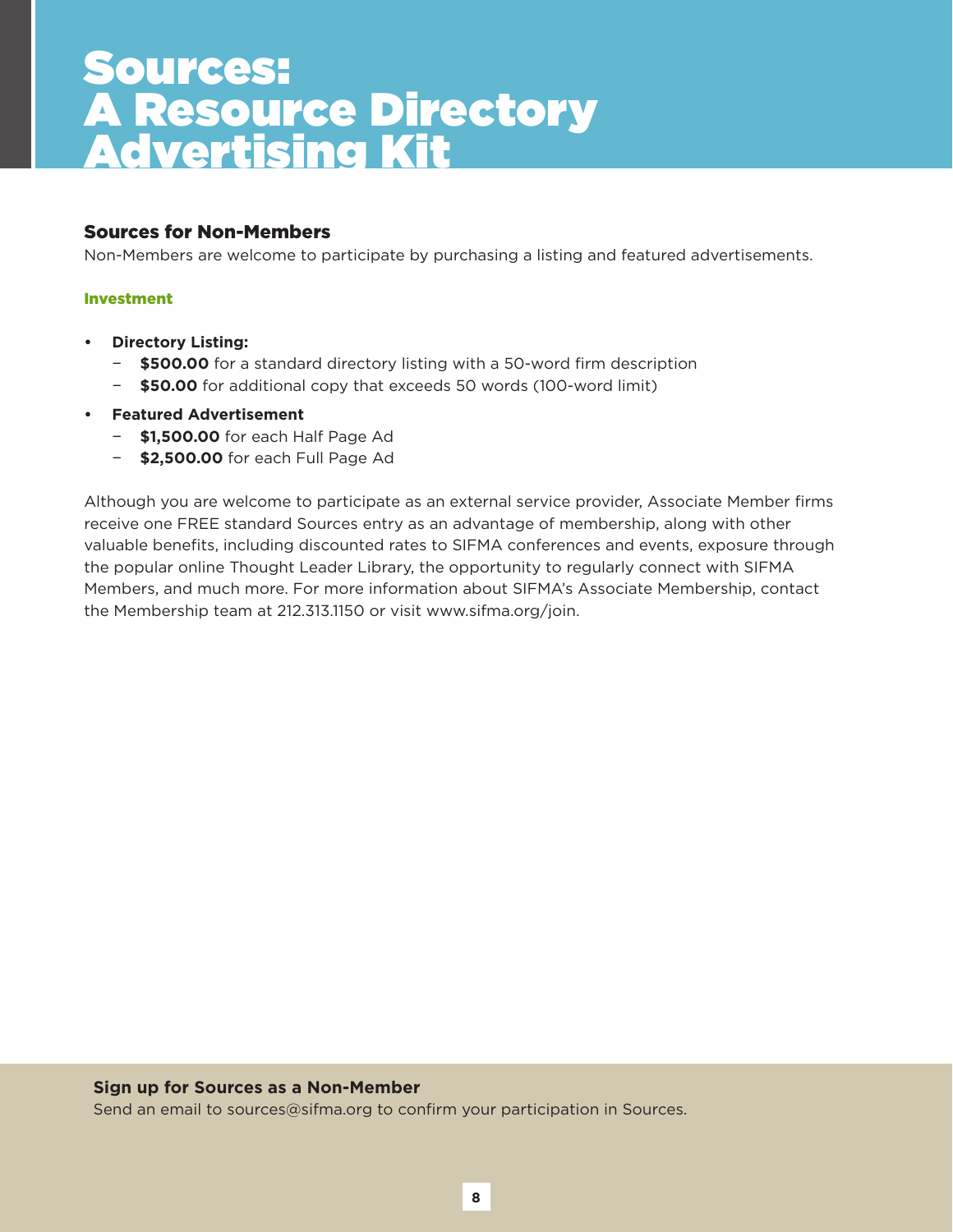# Sources: A Resource Directory Advertising Kit

## Sources for Non-Members

Non-Members are welcome to participate by purchasing a listing and featured advertisements.

### Investment

- **Directory Listing:**
  - **$500.00** for a standard directory listing with a 50-word firm description
  - **$50.00** for additional copy that exceeds 50 words (100-word limit)
- **Featured Advertisement**
  - **$1,500.00** for each Half Page Ad
  - **$2,500.00** for each Full Page Ad

Although you are welcome to participate as an external service provider, Associate Member firms receive one FREE standard Sources entry as an advantage of membership, along with other valuable benefits, including discounted rates to SIFMA conferences and events, exposure through the popular online Thought Leader Library, the opportunity to regularly connect with SIFMA Members, and much more. For more information about SIFMA's Associate Membership, contact the Membership team at 212.313.1150 or visit www.sifma.org/join.

**Sign up for Sources as a Non-Member**

Send an email to sources@sifma.org to confirm your participation in Sources.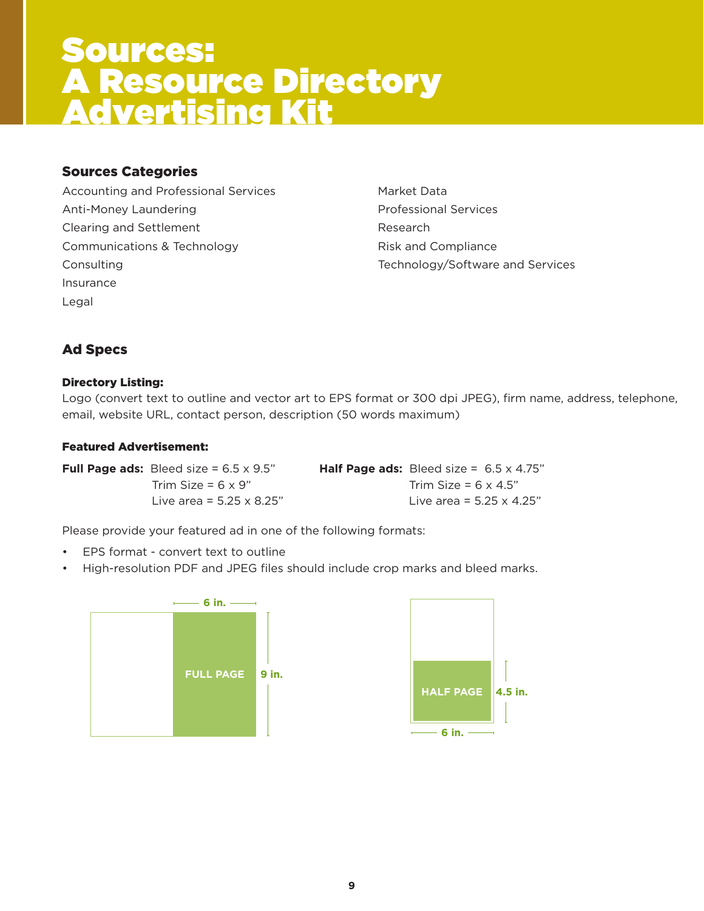# Sources: A Resource Directory Advertising Kit

## Sources Categories

Accounting and Professional Services
Anti-Money Laundering
Clearing and Settlement
Communications & Technology
Consulting
Insurance
Legal
Market Data
Professional Services
Research
Risk and Compliance
Technology/Software and Services

## Ad Specs

### Directory Listing:

Logo (convert text to outline and vector art to EPS format or 300 dpi JPEG), firm name, address, telephone, email, website URL, contact person, description (50 words maximum)

### Featured Advertisement:

**Full Page ads:** Bleed size = 6.5 x 9.5”
Trim Size = 6 x 9”
Live area = 5.25 x 8.25”

**Half Page ads:** Bleed size = 6.5 x 4.75”
Trim Size = 6 x 4.5”
Live area = 5.25 x 4.25”

Please provide your featured ad in one of the following formats:

- EPS format - convert text to outline
- High-resolution PDF and JPEG files should include crop marks and bleed marks.

FULL PAGE — 6 in. x 9 in.

HALF PAGE — 6 in. x 4.5 in.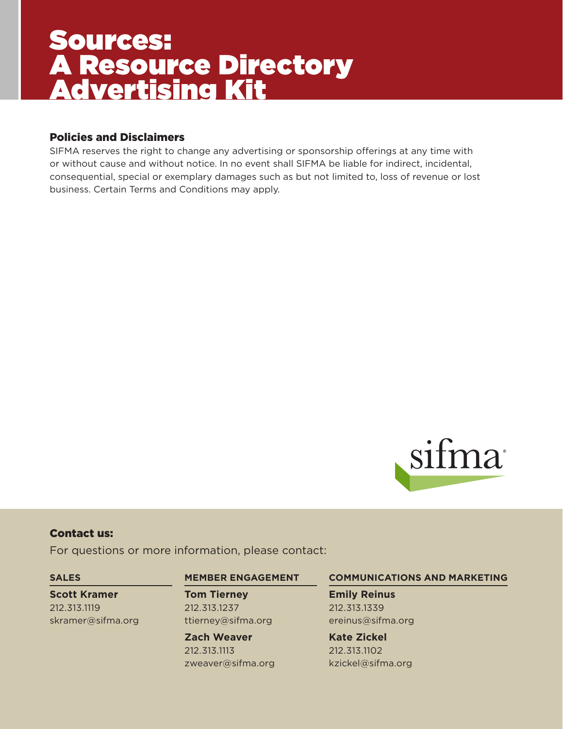# Sources: A Resource Directory Advertising Kit

## Policies and Disclaimers

SIFMA reserves the right to change any advertising or sponsorship offerings at any time with or without cause and without notice. In no event shall SIFMA be liable for indirect, incidental, consequential, special or exemplary damages such as but not limited to, loss of revenue or lost business. Certain Terms and Conditions may apply.

## Contact us:

For questions or more information, please contact:

### SALES

**Scott Kramer**
212.313.1119
skramer@sifma.org

### MEMBER ENGAGEMENT

**Tom Tierney**
212.313.1237
ttierney@sifma.org

**Zach Weaver**
212.313.1113
zweaver@sifma.org

### COMMUNICATIONS AND MARKETING

**Emily Reinus**
212.313.1339
ereinus@sifma.org

**Kate Zickel**
212.313.1102
kzickel@sifma.org